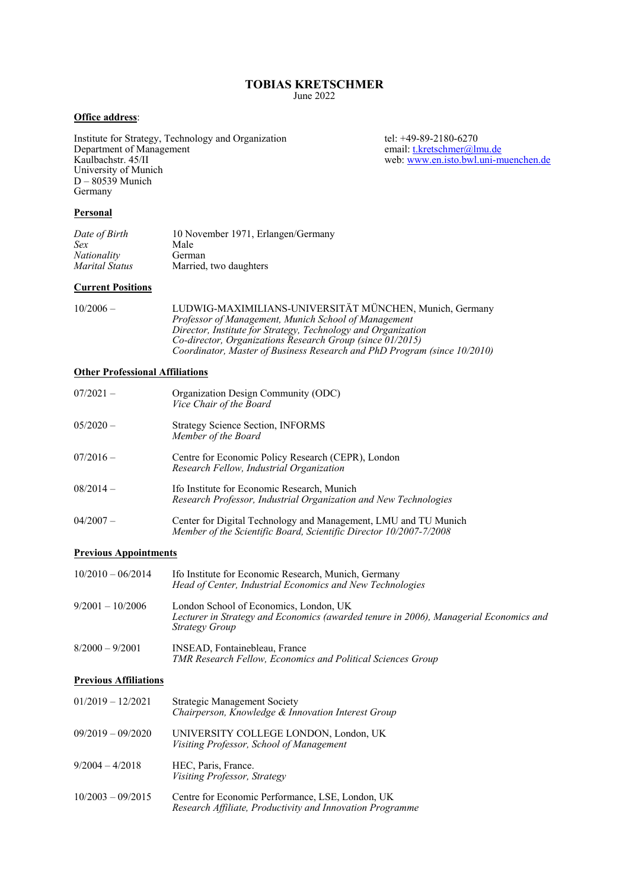# TOBIAS KRETSCHMER

June 2022

**Office address**:

Institute for Strategy, Technology and Organization
Department of Management
Kaulbachstr. 45/II
University of Munich
D – 80539 Munich
Germany

tel: +49-89-2180-6270
email: t.kretschmer@lmu.de
web: www.en.isto.bwl.uni-muenchen.de

**Personal**

| | |
|---|---|
| *Date of Birth* | 10 November 1971, Erlangen/Germany |
| *Sex* | Male |
| *Nationality* | German |
| *Marital Status* | Married, two daughters |

**Current Positions**

10/2006 – LUDWIG-MAXIMILIANS-UNIVERSITÄT MÜNCHEN, Munich, Germany
*Professor of Management, Munich School of Management*
*Director, Institute for Strategy, Technology and Organization*
*Co-director, Organizations Research Group (since 01/2015)*
*Coordinator, Master of Business Research and PhD Program (since 10/2010)*

**Other Professional Affiliations**

07/2021 – Organization Design Community (ODC)
*Vice Chair of the Board*

05/2020 – Strategy Science Section, INFORMS
*Member of the Board*

07/2016 – Centre for Economic Policy Research (CEPR), London
*Research Fellow, Industrial Organization*

08/2014 – Ifo Institute for Economic Research, Munich
*Research Professor, Industrial Organization and New Technologies*

04/2007 – Center for Digital Technology and Management, LMU and TU Munich
*Member of the Scientific Board, Scientific Director 10/2007-7/2008*

**Previous Appointments**

10/2010 – 06/2014 Ifo Institute for Economic Research, Munich, Germany
*Head of Center, Industrial Economics and New Technologies*

9/2001 – 10/2006 London School of Economics, London, UK
*Lecturer in Strategy and Economics (awarded tenure in 2006), Managerial Economics and Strategy Group*

8/2000 – 9/2001 INSEAD, Fontainebleau, France
*TMR Research Fellow, Economics and Political Sciences Group*

**Previous Affiliations**

01/2019 – 12/2021 Strategic Management Society
*Chairperson, Knowledge & Innovation Interest Group*

09/2019 – 09/2020 UNIVERSITY COLLEGE LONDON, London, UK
*Visiting Professor, School of Management*

9/2004 – 4/2018 HEC, Paris, France.
*Visiting Professor, Strategy*

10/2003 – 09/2015 Centre for Economic Performance, LSE, London, UK
*Research Affiliate, Productivity and Innovation Programme*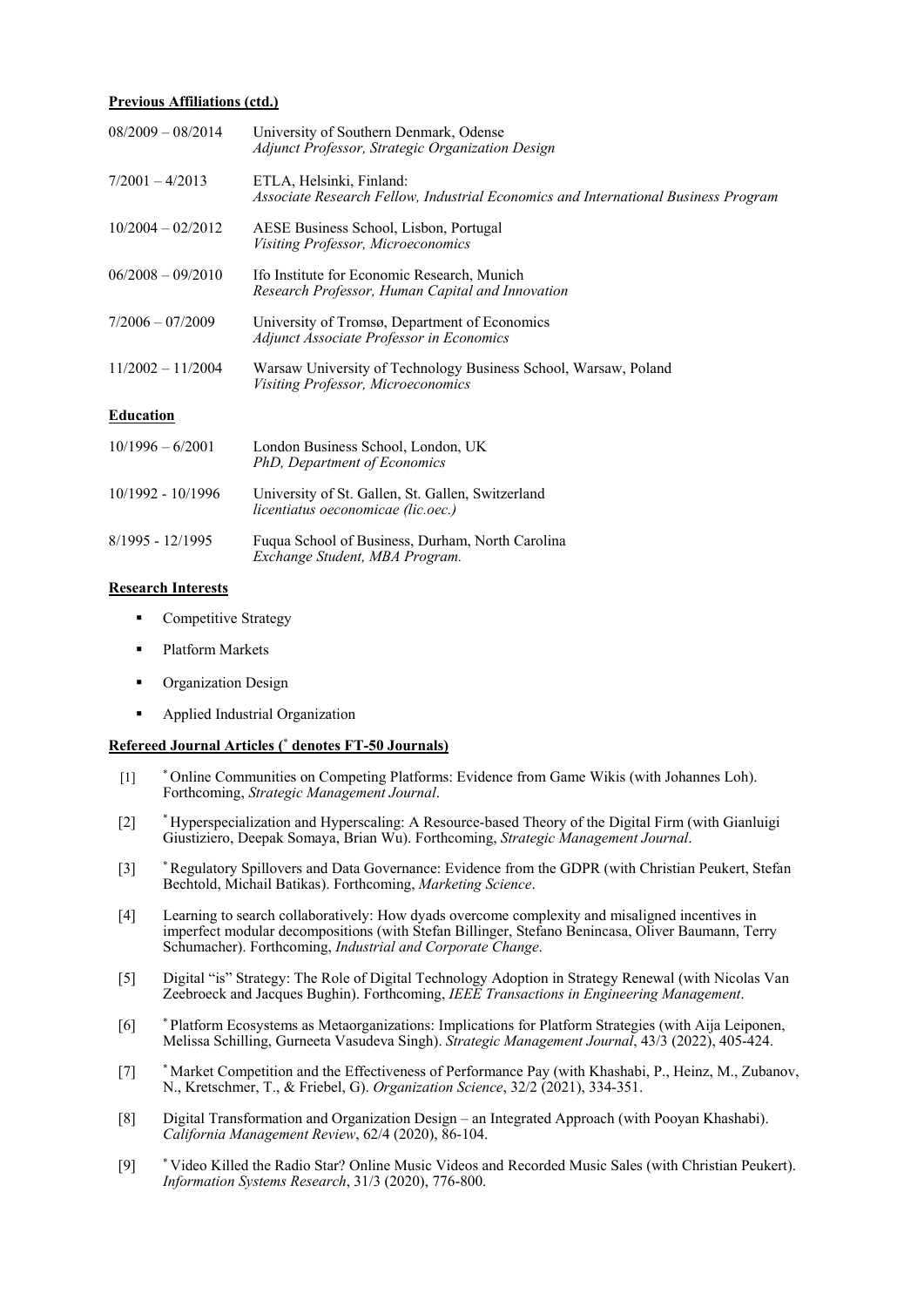**Previous Affiliations (ctd.)**

| | |
|---|---|
| 08/2009 – 08/2014 | University of Southern Denmark, Odense<br>*Adjunct Professor, Strategic Organization Design* |
| 7/2001 – 4/2013 | ETLA, Helsinki, Finland:<br>*Associate Research Fellow, Industrial Economics and International Business Program* |
| 10/2004 – 02/2012 | AESE Business School, Lisbon, Portugal<br>*Visiting Professor, Microeconomics* |
| 06/2008 – 09/2010 | Ifo Institute for Economic Research, Munich<br>*Research Professor, Human Capital and Innovation* |
| 7/2006 – 07/2009 | University of Tromsø, Department of Economics<br>*Adjunct Associate Professor in Economics* |
| 11/2002 – 11/2004 | Warsaw University of Technology Business School, Warsaw, Poland<br>*Visiting Professor, Microeconomics* |

**Education**

| | |
|---|---|
| 10/1996 – 6/2001 | London Business School, London, UK<br>*PhD, Department of Economics* |
| 10/1992 - 10/1996 | University of St. Gallen, St. Gallen, Switzerland<br>*licentiatus oeconomicae (lic.oec.)* |
| 8/1995 - 12/1995 | Fuqua School of Business, Durham, North Carolina<br>*Exchange Student, MBA Program.* |

**Research Interests**

- Competitive Strategy
- Platform Markets
- Organization Design
- Applied Industrial Organization

**Refereed Journal Articles (* denotes FT-50 Journals)**

[1] * Online Communities on Competing Platforms: Evidence from Game Wikis (with Johannes Loh). Forthcoming, *Strategic Management Journal*.

[2] * Hyperspecialization and Hyperscaling: A Resource-based Theory of the Digital Firm (with Gianluigi Giustiziero, Deepak Somaya, Brian Wu). Forthcoming, *Strategic Management Journal*.

[3] * Regulatory Spillovers and Data Governance: Evidence from the GDPR (with Christian Peukert, Stefan Bechtold, Michail Batikas). Forthcoming, *Marketing Science*.

[4] Learning to search collaboratively: How dyads overcome complexity and misaligned incentives in imperfect modular decompositions (with Stefan Billinger, Stefano Benincasa, Oliver Baumann, Terry Schumacher). Forthcoming, *Industrial and Corporate Change*.

[5] Digital "is" Strategy: The Role of Digital Technology Adoption in Strategy Renewal (with Nicolas Van Zeebroeck and Jacques Bughin). Forthcoming, *IEEE Transactions in Engineering Management*.

[6] * Platform Ecosystems as Metaorganizations: Implications for Platform Strategies (with Aija Leiponen, Melissa Schilling, Gurneeta Vasudeva Singh). *Strategic Management Journal*, 43/3 (2022), 405-424.

[7] * Market Competition and the Effectiveness of Performance Pay (with Khashabi, P., Heinz, M., Zubanov, N., Kretschmer, T., & Friebel, G). *Organization Science*, 32/2 (2021), 334-351.

[8] Digital Transformation and Organization Design – an Integrated Approach (with Pooyan Khashabi). *California Management Review*, 62/4 (2020), 86-104.

[9] * Video Killed the Radio Star? Online Music Videos and Recorded Music Sales (with Christian Peukert). *Information Systems Research*, 31/3 (2020), 776-800.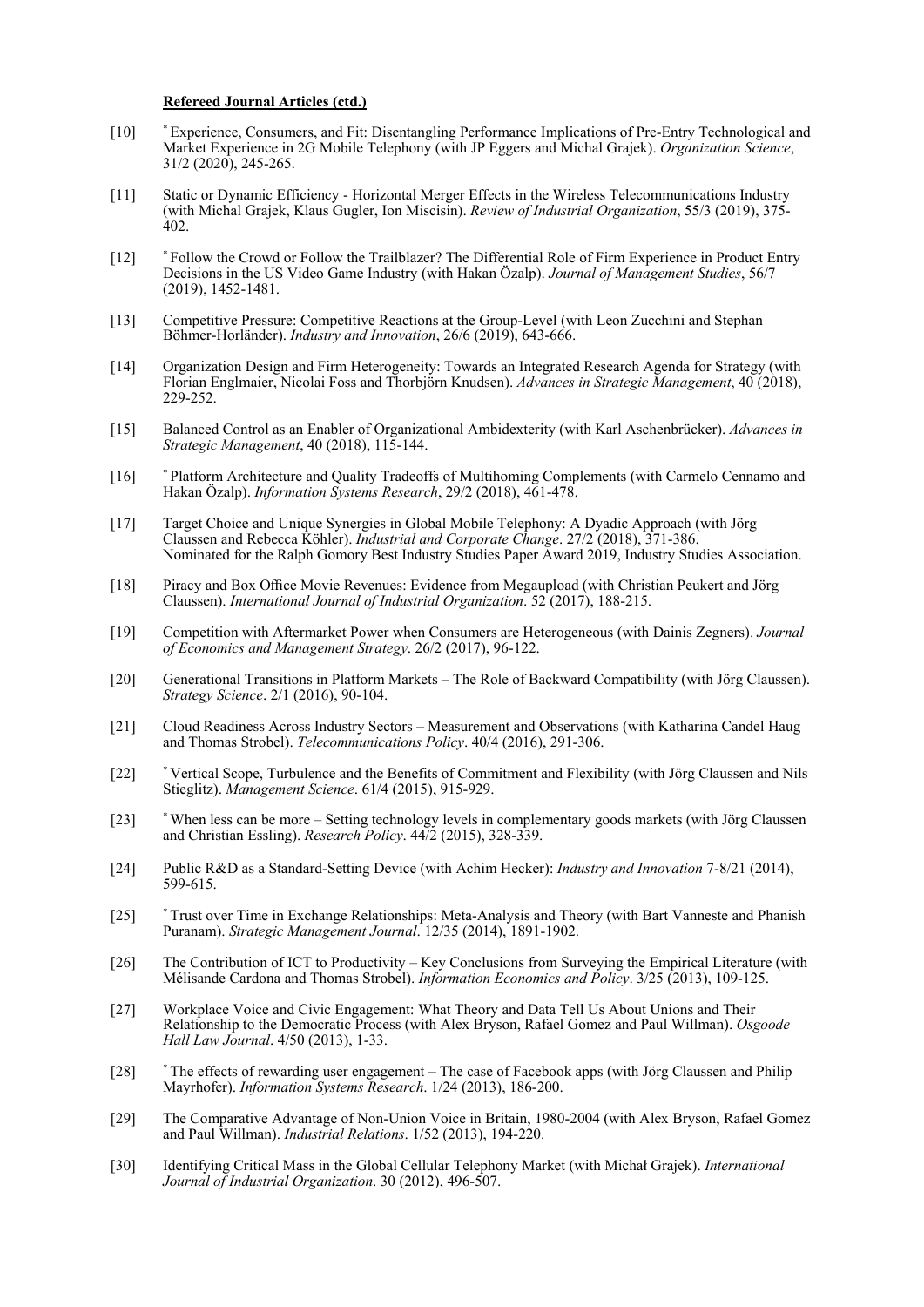**Refereed Journal Articles (ctd.)**

[10] * Experience, Consumers, and Fit: Disentangling Performance Implications of Pre-Entry Technological and Market Experience in 2G Mobile Telephony (with JP Eggers and Michal Grajek). *Organization Science*, 31/2 (2020), 245-265.

[11] Static or Dynamic Efficiency - Horizontal Merger Effects in the Wireless Telecommunications Industry (with Michal Grajek, Klaus Gugler, Ion Miscisin). *Review of Industrial Organization*, 55/3 (2019), 375-402.

[12] * Follow the Crowd or Follow the Trailblazer? The Differential Role of Firm Experience in Product Entry Decisions in the US Video Game Industry (with Hakan Özalp). *Journal of Management Studies*, 56/7 (2019), 1452-1481.

[13] Competitive Pressure: Competitive Reactions at the Group-Level (with Leon Zucchini and Stephan Böhmer-Horländer). *Industry and Innovation*, 26/6 (2019), 643-666.

[14] Organization Design and Firm Heterogeneity: Towards an Integrated Research Agenda for Strategy (with Florian Englmaier, Nicolai Foss and Thorbjörn Knudsen). *Advances in Strategic Management*, 40 (2018), 229-252.

[15] Balanced Control as an Enabler of Organizational Ambidexterity (with Karl Aschenbrücker). *Advances in Strategic Management*, 40 (2018), 115-144.

[16] * Platform Architecture and Quality Tradeoffs of Multihoming Complements (with Carmelo Cennamo and Hakan Özalp). *Information Systems Research*, 29/2 (2018), 461-478.

[17] Target Choice and Unique Synergies in Global Mobile Telephony: A Dyadic Approach (with Jörg Claussen and Rebecca Köhler). *Industrial and Corporate Change*. 27/2 (2018), 371-386. Nominated for the Ralph Gomory Best Industry Studies Paper Award 2019, Industry Studies Association.

[18] Piracy and Box Office Movie Revenues: Evidence from Megaupload (with Christian Peukert and Jörg Claussen). *International Journal of Industrial Organization*. 52 (2017), 188-215.

[19] Competition with Aftermarket Power when Consumers are Heterogeneous (with Dainis Zegners). *Journal of Economics and Management Strategy*. 26/2 (2017), 96-122.

[20] Generational Transitions in Platform Markets – The Role of Backward Compatibility (with Jörg Claussen). *Strategy Science*. 2/1 (2016), 90-104.

[21] Cloud Readiness Across Industry Sectors – Measurement and Observations (with Katharina Candel Haug and Thomas Strobel). *Telecommunications Policy*. 40/4 (2016), 291-306.

[22] * Vertical Scope, Turbulence and the Benefits of Commitment and Flexibility (with Jörg Claussen and Nils Stieglitz). *Management Science*. 61/4 (2015), 915-929.

[23] * When less can be more – Setting technology levels in complementary goods markets (with Jörg Claussen and Christian Essling). *Research Policy*. 44/2 (2015), 328-339.

[24] Public R&D as a Standard-Setting Device (with Achim Hecker): *Industry and Innovation* 7-8/21 (2014), 599-615.

[25] * Trust over Time in Exchange Relationships: Meta-Analysis and Theory (with Bart Vanneste and Phanish Puranam). *Strategic Management Journal*. 12/35 (2014), 1891-1902.

[26] The Contribution of ICT to Productivity – Key Conclusions from Surveying the Empirical Literature (with Mélisande Cardona and Thomas Strobel). *Information Economics and Policy*. 3/25 (2013), 109-125.

[27] Workplace Voice and Civic Engagement: What Theory and Data Tell Us About Unions and Their Relationship to the Democratic Process (with Alex Bryson, Rafael Gomez and Paul Willman). *Osgoode Hall Law Journal*. 4/50 (2013), 1-33.

[28] * The effects of rewarding user engagement – The case of Facebook apps (with Jörg Claussen and Philip Mayrhofer). *Information Systems Research*. 1/24 (2013), 186-200.

[29] The Comparative Advantage of Non-Union Voice in Britain, 1980-2004 (with Alex Bryson, Rafael Gomez and Paul Willman). *Industrial Relations*. 1/52 (2013), 194-220.

[30] Identifying Critical Mass in the Global Cellular Telephony Market (with Michał Grajek). *International Journal of Industrial Organization*. 30 (2012), 496-507.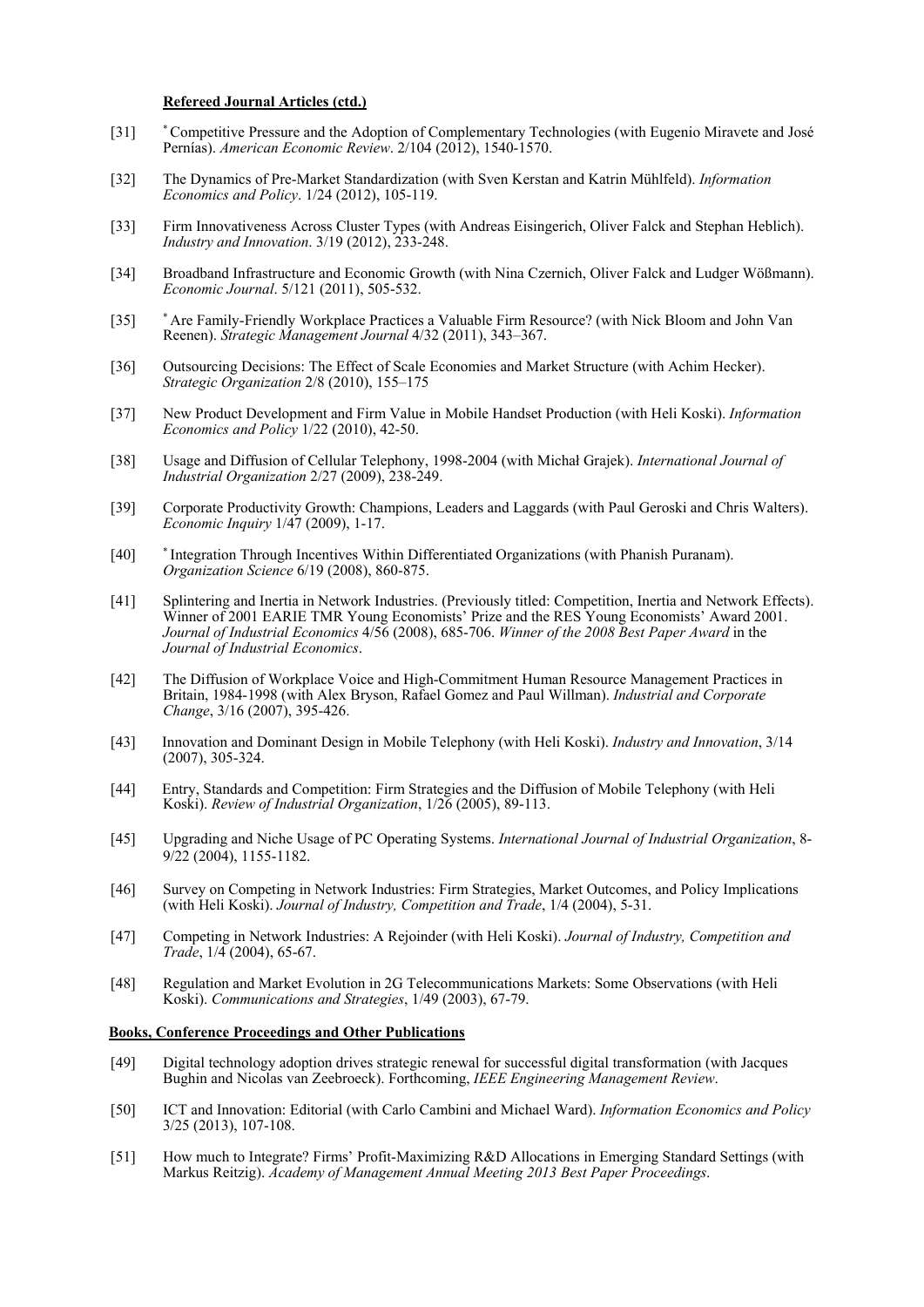**Refereed Journal Articles (ctd.)**

[31] * Competitive Pressure and the Adoption of Complementary Technologies (with Eugenio Miravete and José Pernías). *American Economic Review*. 2/104 (2012), 1540-1570.

[32] The Dynamics of Pre-Market Standardization (with Sven Kerstan and Katrin Mühlfeld). *Information Economics and Policy*. 1/24 (2012), 105-119.

[33] Firm Innovativeness Across Cluster Types (with Andreas Eisingerich, Oliver Falck and Stephan Heblich). *Industry and Innovation*. 3/19 (2012), 233-248.

[34] Broadband Infrastructure and Economic Growth (with Nina Czernich, Oliver Falck and Ludger Wößmann). *Economic Journal*. 5/121 (2011), 505-532.

[35] * Are Family-Friendly Workplace Practices a Valuable Firm Resource? (with Nick Bloom and John Van Reenen). *Strategic Management Journal* 4/32 (2011), 343–367.

[36] Outsourcing Decisions: The Effect of Scale Economies and Market Structure (with Achim Hecker). *Strategic Organization* 2/8 (2010), 155–175

[37] New Product Development and Firm Value in Mobile Handset Production (with Heli Koski). *Information Economics and Policy* 1/22 (2010), 42-50.

[38] Usage and Diffusion of Cellular Telephony, 1998-2004 (with Michał Grajek). *International Journal of Industrial Organization* 2/27 (2009), 238-249.

[39] Corporate Productivity Growth: Champions, Leaders and Laggards (with Paul Geroski and Chris Walters). *Economic Inquiry* 1/47 (2009), 1-17.

[40] * Integration Through Incentives Within Differentiated Organizations (with Phanish Puranam). *Organization Science* 6/19 (2008), 860-875.

[41] Splintering and Inertia in Network Industries. (Previously titled: Competition, Inertia and Network Effects). Winner of 2001 EARIE TMR Young Economists' Prize and the RES Young Economists' Award 2001. *Journal of Industrial Economics* 4/56 (2008), 685-706. *Winner of the 2008 Best Paper Award* in the *Journal of Industrial Economics*.

[42] The Diffusion of Workplace Voice and High-Commitment Human Resource Management Practices in Britain, 1984-1998 (with Alex Bryson, Rafael Gomez and Paul Willman). *Industrial and Corporate Change*, 3/16 (2007), 395-426.

[43] Innovation and Dominant Design in Mobile Telephony (with Heli Koski). *Industry and Innovation*, 3/14 (2007), 305-324.

[44] Entry, Standards and Competition: Firm Strategies and the Diffusion of Mobile Telephony (with Heli Koski). *Review of Industrial Organization*, 1/26 (2005), 89-113.

[45] Upgrading and Niche Usage of PC Operating Systems. *International Journal of Industrial Organization*, 8-9/22 (2004), 1155-1182.

[46] Survey on Competing in Network Industries: Firm Strategies, Market Outcomes, and Policy Implications (with Heli Koski). *Journal of Industry, Competition and Trade*, 1/4 (2004), 5-31.

[47] Competing in Network Industries: A Rejoinder (with Heli Koski). *Journal of Industry, Competition and Trade*, 1/4 (2004), 65-67.

[48] Regulation and Market Evolution in 2G Telecommunications Markets: Some Observations (with Heli Koski). *Communications and Strategies*, 1/49 (2003), 67-79.

**Books, Conference Proceedings and Other Publications**

[49] Digital technology adoption drives strategic renewal for successful digital transformation (with Jacques Bughin and Nicolas van Zeebroeck). Forthcoming, *IEEE Engineering Management Review*.

[50] ICT and Innovation: Editorial (with Carlo Cambini and Michael Ward). *Information Economics and Policy* 3/25 (2013), 107-108.

[51] How much to Integrate? Firms' Profit-Maximizing R&D Allocations in Emerging Standard Settings (with Markus Reitzig). *Academy of Management Annual Meeting 2013 Best Paper Proceedings*.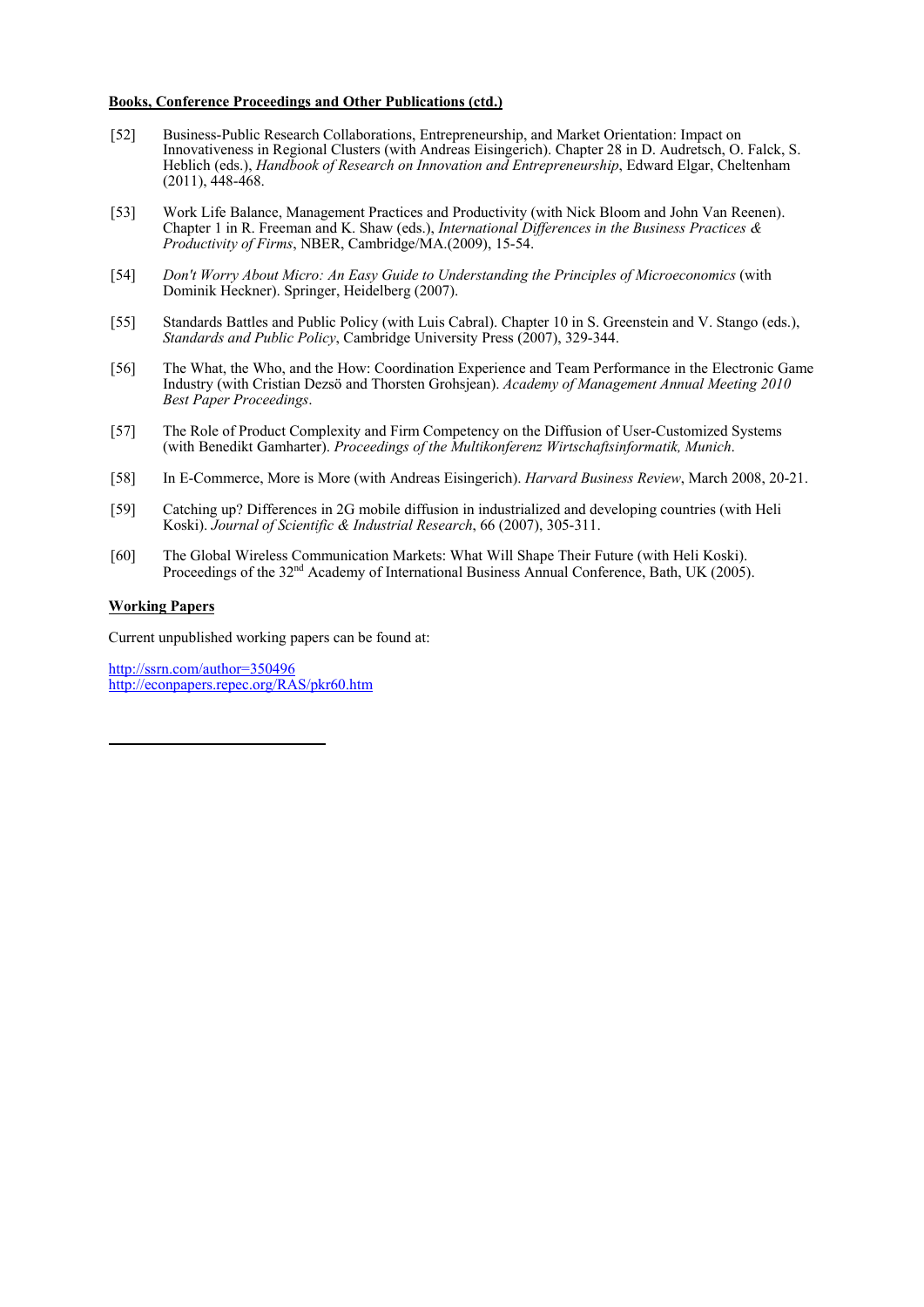**Books, Conference Proceedings and Other Publications (ctd.)**

[52] Business-Public Research Collaborations, Entrepreneurship, and Market Orientation: Impact on Innovativeness in Regional Clusters (with Andreas Eisingerich). Chapter 28 in D. Audretsch, O. Falck, S. Heblich (eds.), *Handbook of Research on Innovation and Entrepreneurship*, Edward Elgar, Cheltenham (2011), 448-468.

[53] Work Life Balance, Management Practices and Productivity (with Nick Bloom and John Van Reenen). Chapter 1 in R. Freeman and K. Shaw (eds.), *International Differences in the Business Practices & Productivity of Firms*, NBER, Cambridge/MA.(2009), 15-54.

[54] *Don't Worry About Micro: An Easy Guide to Understanding the Principles of Microeconomics* (with Dominik Heckner). Springer, Heidelberg (2007).

[55] Standards Battles and Public Policy (with Luis Cabral). Chapter 10 in S. Greenstein and V. Stango (eds.), *Standards and Public Policy*, Cambridge University Press (2007), 329-344.

[56] The What, the Who, and the How: Coordination Experience and Team Performance in the Electronic Game Industry (with Cristian Dezsö and Thorsten Grohsjean). *Academy of Management Annual Meeting 2010 Best Paper Proceedings*.

[57] The Role of Product Complexity and Firm Competency on the Diffusion of User-Customized Systems (with Benedikt Gamharter). *Proceedings of the Multikonferenz Wirtschaftsinformatik, Munich*.

[58] In E-Commerce, More is More (with Andreas Eisingerich). *Harvard Business Review*, March 2008, 20-21.

[59] Catching up? Differences in 2G mobile diffusion in industrialized and developing countries (with Heli Koski). *Journal of Scientific & Industrial Research*, 66 (2007), 305-311.

[60] The Global Wireless Communication Markets: What Will Shape Their Future (with Heli Koski). Proceedings of the 32nd Academy of International Business Annual Conference, Bath, UK (2005).

**Working Papers**

Current unpublished working papers can be found at:

http://ssrn.com/author=350496
http://econpapers.repec.org/RAS/pkr60.htm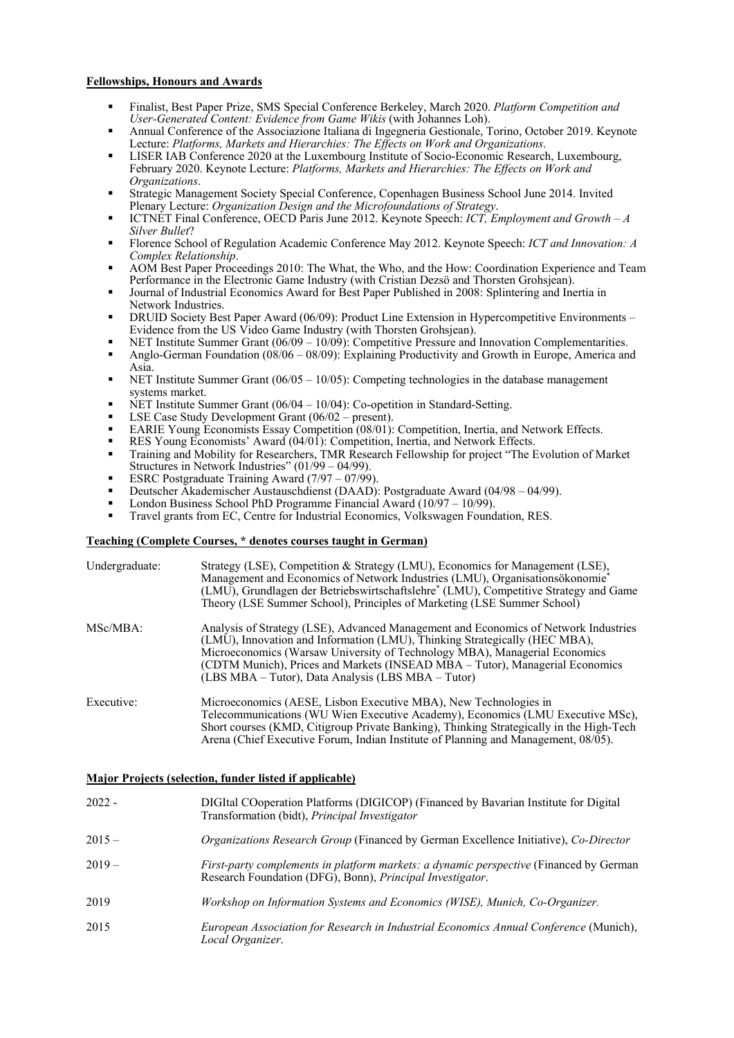**Fellowships, Honours and Awards**

- Finalist, Best Paper Prize, SMS Special Conference Berkeley, March 2020. *Platform Competition and User-Generated Content: Evidence from Game Wikis* (with Johannes Loh).
- Annual Conference of the Associazione Italiana di Ingegneria Gestionale, Torino, October 2019. Keynote Lecture: *Platforms, Markets and Hierarchies: The Effects on Work and Organizations*.
- LISER IAB Conference 2020 at the Luxembourg Institute of Socio-Economic Research, Luxembourg, February 2020. Keynote Lecture: *Platforms, Markets and Hierarchies: The Effects on Work and Organizations*.
- Strategic Management Society Special Conference, Copenhagen Business School June 2014. Invited Plenary Lecture: *Organization Design and the Microfoundations of Strategy*.
- ICTNET Final Conference, OECD Paris June 2012. Keynote Speech: *ICT, Employment and Growth – A Silver Bullet*?
- Florence School of Regulation Academic Conference May 2012. Keynote Speech: *ICT and Innovation: A Complex Relationship*.
- AOM Best Paper Proceedings 2010: The What, the Who, and the How: Coordination Experience and Team Performance in the Electronic Game Industry (with Cristian Dezsö and Thorsten Grohsjean).
- Journal of Industrial Economics Award for Best Paper Published in 2008: Splintering and Inertia in Network Industries.
- DRUID Society Best Paper Award (06/09): Product Line Extension in Hypercompetitive Environments – Evidence from the US Video Game Industry (with Thorsten Grohsjean).
- NET Institute Summer Grant (06/09 – 10/09): Competitive Pressure and Innovation Complementarities.
- Anglo-German Foundation (08/06 – 08/09): Explaining Productivity and Growth in Europe, America and Asia.
- NET Institute Summer Grant (06/05 – 10/05): Competing technologies in the database management systems market.
- NET Institute Summer Grant (06/04 – 10/04): Co-opetition in Standard-Setting.
- LSE Case Study Development Grant (06/02 – present).
- EARIE Young Economists Essay Competition (08/01): Competition, Inertia, and Network Effects.
- RES Young Economists' Award (04/01): Competition, Inertia, and Network Effects.
- Training and Mobility for Researchers, TMR Research Fellowship for project "The Evolution of Market Structures in Network Industries" (01/99 – 04/99).
- ESRC Postgraduate Training Award (7/97 – 07/99).
- Deutscher Akademischer Austauschdienst (DAAD): Postgraduate Award (04/98 – 04/99).
- London Business School PhD Programme Financial Award (10/97 – 10/99).
- Travel grants from EC, Centre for Industrial Economics, Volkswagen Foundation, RES.

**Teaching (Complete Courses, * denotes courses taught in German)**

| | |
|---|---|
| Undergraduate: | Strategy (LSE), Competition & Strategy (LMU), Economics for Management (LSE), Management and Economics of Network Industries (LMU), Organisationsökonomie* (LMU), Grundlagen der Betriebswirtschaftslehre* (LMU), Competitive Strategy and Game Theory (LSE Summer School), Principles of Marketing (LSE Summer School) |
| MSc/MBA: | Analysis of Strategy (LSE), Advanced Management and Economics of Network Industries (LMU), Innovation and Information (LMU), Thinking Strategically (HEC MBA), Microeconomics (Warsaw University of Technology MBA), Managerial Economics (CDTM Munich), Prices and Markets (INSEAD MBA – Tutor), Managerial Economics (LBS MBA – Tutor), Data Analysis (LBS MBA – Tutor) |
| Executive: | Microeconomics (AESE, Lisbon Executive MBA), New Technologies in Telecommunications (WU Wien Executive Academy), Economics (LMU Executive MSc), Short courses (KMD, Citigroup Private Banking), Thinking Strategically in the High-Tech Arena (Chief Executive Forum, Indian Institute of Planning and Management, 08/05). |

**Major Projects (selection, funder listed if applicable)**

| | |
|---|---|
| 2022 - | DIGItal COoperation Platforms (DIGICOP) (Financed by Bavarian Institute for Digital Transformation (bidt), *Principal Investigator* |
| 2015 – | *Organizations Research Group* (Financed by German Excellence Initiative), *Co-Director* |
| 2019 – | *First-party complements in platform markets: a dynamic perspective* (Financed by German Research Foundation (DFG), Bonn), *Principal Investigator*. |
| 2019 | *Workshop on Information Systems and Economics (WISE), Munich, Co-Organizer.* |
| 2015 | *European Association for Research in Industrial Economics Annual Conference* (Munich), *Local Organizer*. |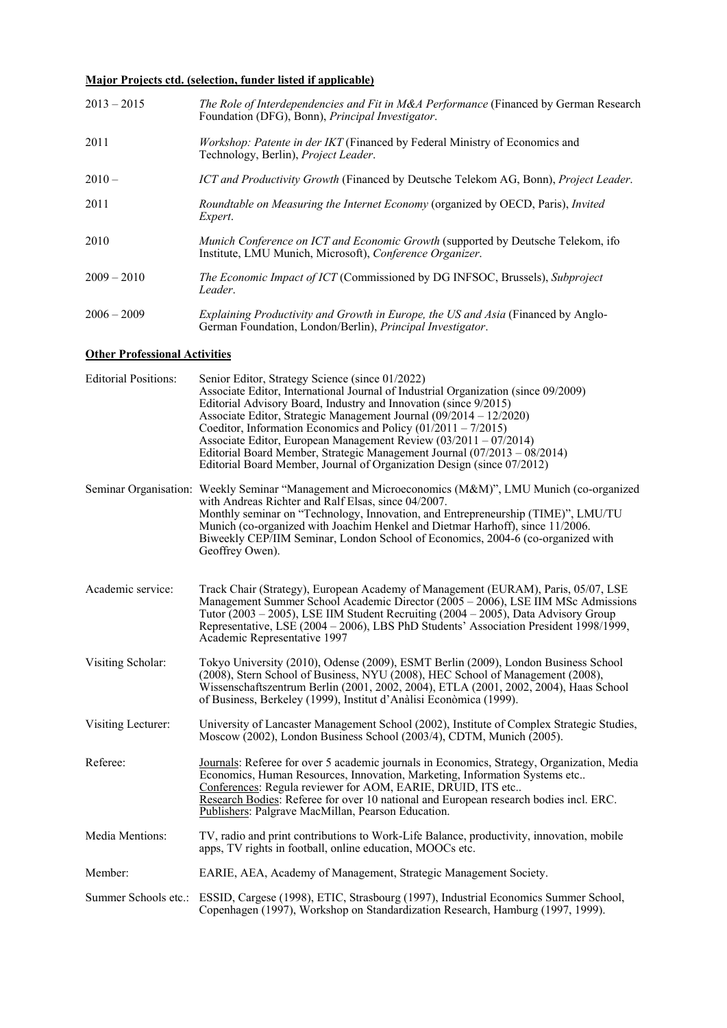**Major Projects ctd. (selection, funder listed if applicable)**

| | |
|---|---|
| 2013 – 2015 | *The Role of Interdependencies and Fit in M&A Performance* (Financed by German Research Foundation (DFG), Bonn), *Principal Investigator*. |
| 2011 | *Workshop: Patente in der IKT* (Financed by Federal Ministry of Economics and Technology, Berlin), *Project Leader*. |
| 2010 – | *ICT and Productivity Growth* (Financed by Deutsche Telekom AG, Bonn), *Project Leader*. |
| 2011 | *Roundtable on Measuring the Internet Economy* (organized by OECD, Paris), *Invited Expert*. |
| 2010 | *Munich Conference on ICT and Economic Growth* (supported by Deutsche Telekom, ifo Institute, LMU Munich, Microsoft), *Conference Organizer*. |
| 2009 – 2010 | *The Economic Impact of ICT* (Commissioned by DG INFSOC, Brussels), *Subproject Leader*. |
| 2006 – 2009 | *Explaining Productivity and Growth in Europe, the US and Asia* (Financed by Anglo-German Foundation, London/Berlin), *Principal Investigator*. |

**Other Professional Activities**

| | |
|---|---|
| Editorial Positions: | Senior Editor, Strategy Science (since 01/2022)<br>Associate Editor, International Journal of Industrial Organization (since 09/2009)<br>Editorial Advisory Board, Industry and Innovation (since 9/2015)<br>Associate Editor, Strategic Management Journal (09/2014 – 12/2020)<br>Coeditor, Information Economics and Policy (01/2011 – 7/2015)<br>Associate Editor, European Management Review (03/2011 – 07/2014)<br>Editorial Board Member, Strategic Management Journal (07/2013 – 08/2014)<br>Editorial Board Member, Journal of Organization Design (since 07/2012) |
| Seminar Organisation: | Weekly Seminar "Management and Microeconomics (M&M)", LMU Munich (co-organized with Andreas Richter and Ralf Elsas, since 04/2007.<br>Monthly seminar on "Technology, Innovation, and Entrepreneurship (TIME)", LMU/TU Munich (co-organized with Joachim Henkel and Dietmar Harhoff), since 11/2006.<br>Biweekly CEP/IIM Seminar, London School of Economics, 2004-6 (co-organized with Geoffrey Owen). |
| Academic service: | Track Chair (Strategy), European Academy of Management (EURAM), Paris, 05/07, LSE Management Summer School Academic Director (2005 – 2006), LSE IIM MSc Admissions Tutor (2003 – 2005), LSE IIM Student Recruiting (2004 – 2005), Data Advisory Group Representative, LSE (2004 – 2006), LBS PhD Students' Association President 1998/1999, Academic Representative 1997 |
| Visiting Scholar: | Tokyo University (2010), Odense (2009), ESMT Berlin (2009), London Business School (2008), Stern School of Business, NYU (2008), HEC School of Management (2008), Wissenschaftszentrum Berlin (2001, 2002, 2004), ETLA (2001, 2002, 2004), Haas School of Business, Berkeley (1999), Institut d'Anàlisi Econòmica (1999). |
| Visiting Lecturer: | University of Lancaster Management School (2002), Institute of Complex Strategic Studies, Moscow (2002), London Business School (2003/4), CDTM, Munich (2005). |
| Referee: | Journals: Referee for over 5 academic journals in Economics, Strategy, Organization, Media Economics, Human Resources, Innovation, Marketing, Information Systems etc..<br>Conferences: Regula reviewer for AOM, EARIE, DRUID, ITS etc..<br>Research Bodies: Referee for over 10 national and European research bodies incl. ERC.<br>Publishers: Palgrave MacMillan, Pearson Education. |
| Media Mentions: | TV, radio and print contributions to Work-Life Balance, productivity, innovation, mobile apps, TV rights in football, online education, MOOCs etc. |
| Member: | EARIE, AEA, Academy of Management, Strategic Management Society. |
| Summer Schools etc.: | ESSID, Cargese (1998), ETIC, Strasbourg (1997), Industrial Economics Summer School, Copenhagen (1997), Workshop on Standardization Research, Hamburg (1997, 1999). |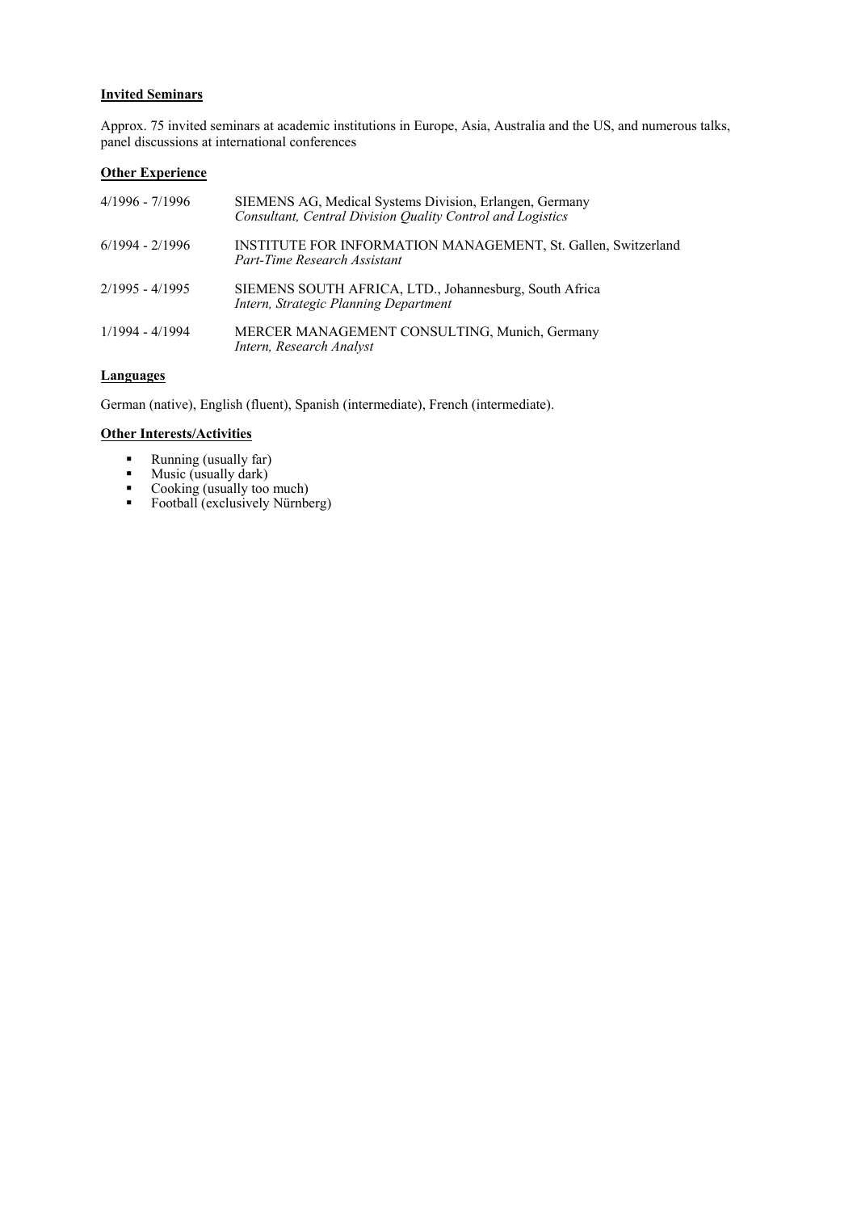**Invited Seminars**

Approx. 75 invited seminars at academic institutions in Europe, Asia, Australia and the US, and numerous talks, panel discussions at international conferences

**Other Experience**

| | |
|---|---|
| 4/1996 - 7/1996 | SIEMENS AG, Medical Systems Division, Erlangen, Germany<br>*Consultant, Central Division Quality Control and Logistics* |
| 6/1994 - 2/1996 | INSTITUTE FOR INFORMATION MANAGEMENT, St. Gallen, Switzerland<br>*Part-Time Research Assistant* |
| 2/1995 - 4/1995 | SIEMENS SOUTH AFRICA, LTD., Johannesburg, South Africa<br>*Intern, Strategic Planning Department* |
| 1/1994 - 4/1994 | MERCER MANAGEMENT CONSULTING, Munich, Germany<br>*Intern, Research Analyst* |

**Languages**

German (native), English (fluent), Spanish (intermediate), French (intermediate).

**Other Interests/Activities**

- Running (usually far)
- Music (usually dark)
- Cooking (usually too much)
- Football (exclusively Nürnberg)